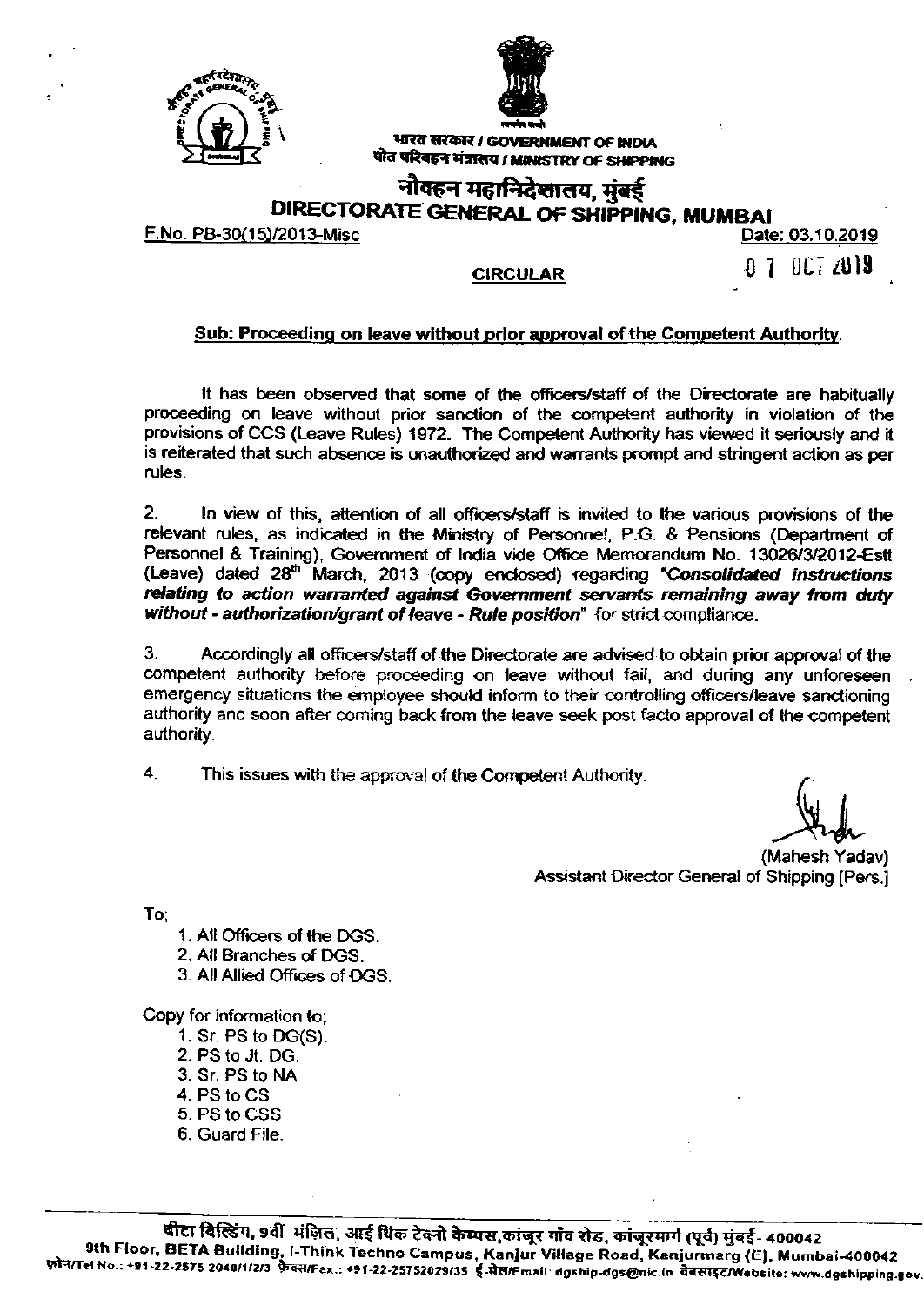भारत सरकार / GOVERNMENT OF INDIA
पोत परिवहन मंत्रालय / MINISTRY OF SHIPPING

# नौवहन महानिदेशालय, मुंबई
# DIRECTORATE GENERAL OF SHIPPING, MUMBAI

F.No. PB-30(15)/2013-Misc

Date: 03.10.2019

07 OCT 2019

## CIRCULAR

**Sub: Proceeding on leave without prior approval of the Competent Authority.**

It has been observed that some of the officers/staff of the Directorate are habitually proceeding on leave without prior sanction of the competent authority in violation of the provisions of CCS (Leave Rules) 1972. The Competent Authority has viewed it seriously and it is reiterated that such absence is unauthorized and warrants prompt and stringent action as per rules.

2. In view of this, attention of all officers/staff is invited to the various provisions of the relevant rules, as indicated in the Ministry of Personnel, P.G. & Pensions (Department of Personnel & Training), Government of India vide Office Memorandum No. 13026/3/2012-Estt (Leave) dated 28th March, 2013 (copy enclosed) regarding ***"Consolidated instructions relating to action warranted against Government servants remaining away from duty without - authorization/grant of leave - Rule position"*** for strict compliance.

3. Accordingly all officers/staff of the Directorate are advised to obtain prior approval of the competent authority before proceeding on leave without fail, and during any unforeseen emergency situations the employee should inform to their controlling officers/leave sanctioning authority and soon after coming back from the leave seek post facto approval of the competent authority.

4. This issues with the approval of the Competent Authority.

(Mahesh Yadav)
Assistant Director General of Shipping [Pers.]

To;

1. All Officers of the DGS.
2. All Branches of DGS.
3. All Allied Offices of DGS.

Copy for information to;

1. Sr. PS to DG(S).
2. PS to Jt. DG.
3. Sr. PS to NA
4. PS to CS
5. PS to CSS
6. Guard File.

बीटा बिल्डिंग, 9वीं मंजिल, आई थिंक टेक्नो कैम्पस, कांजूर गाँव रोड, कांजूरमार्ग (पूर्व) मुंबई - 400042
9th Floor, BETA Building, I-Think Techno Campus, Kanjur Village Road, Kanjurmarg (E), Mumbai-400042
फोन/Tel No.: +91-22-2575 2040/1/2/3 फैक्स/Fax.: +91-22-25752029/35 ई-मेल/Email: dgship-dgs@nic.in वेबसाइट/Website: www.dgshipping.gov.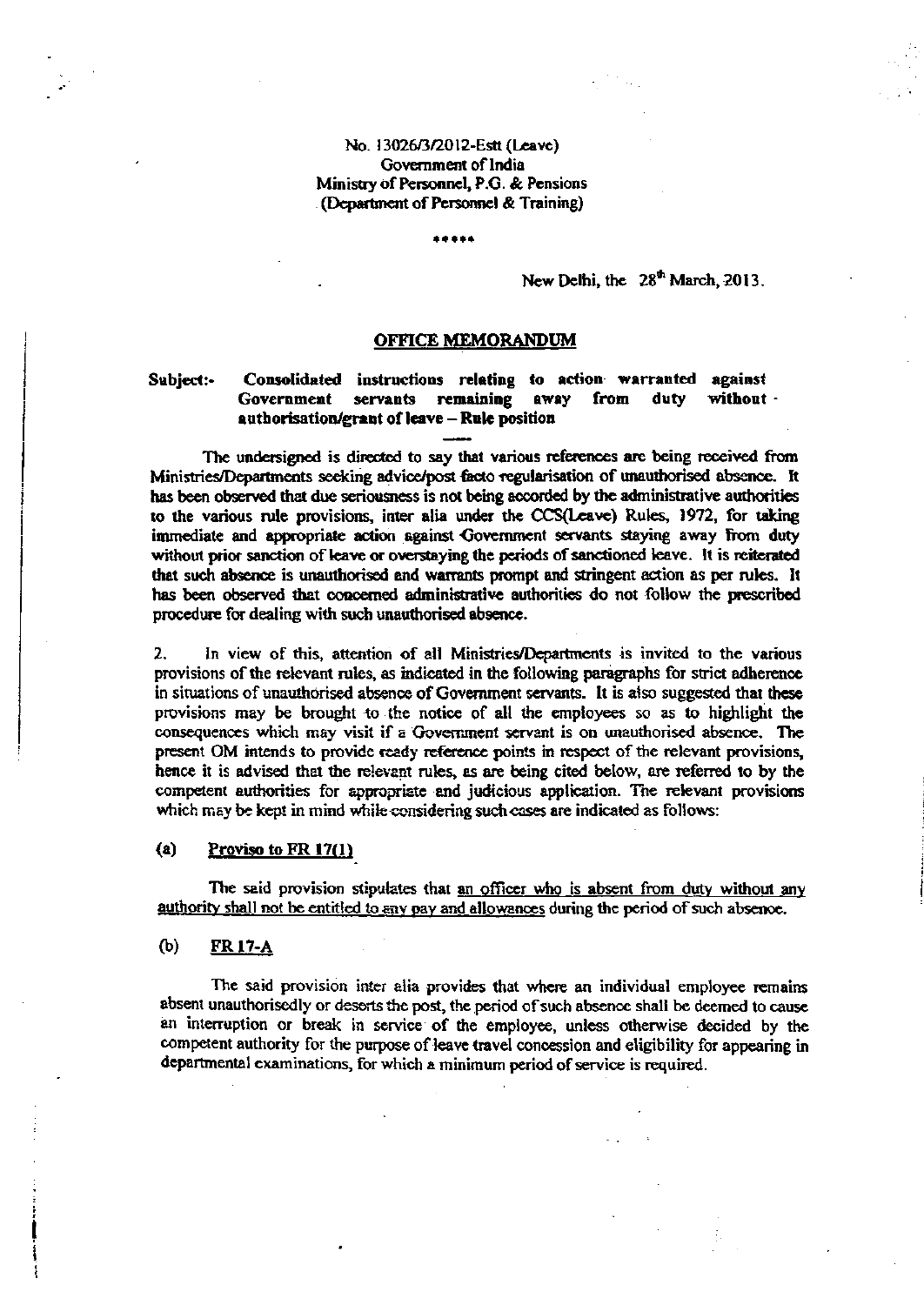No. 13026/3/2012-Estt (Leave)
Government of India
Ministry of Personnel, P.G. & Pensions
(Department of Personnel & Training)

\*\*\*\*\*

New Delhi, the 28th March, 2013.

## OFFICE MEMORANDUM

**Subject:- Consolidated instructions relating to action warranted against Government servants remaining away from duty without authorisation/grant of leave – Rule position**

The undersigned is directed to say that various references are being received from Ministries/Departments seeking advice/post facto regularisation of unauthorised absence. It has been observed that due seriousness is not being accorded by the administrative authorities to the various rule provisions, inter alia under the CCS(Leave) Rules, 1972, for taking immediate and appropriate action against Government servants staying away from duty without prior sanction of leave or overstaying the periods of sanctioned leave. It is reiterated that such absence is unauthorised and warrants prompt and stringent action as per rules. It has been observed that concerned administrative authorities do not follow the prescribed procedure for dealing with such unauthorised absence.

2. In view of this, attention of all Ministries/Departments is invited to the various provisions of the relevant rules, as indicated in the following paragraphs for strict adherence in situations of unauthorised absence of Government servants. It is also suggested that these provisions may be brought to the notice of all the employees so as to highlight the consequences which may visit if a Government servant is on unauthorised absence. The present OM intends to provide ready reference points in respect of the relevant provisions, hence it is advised that the relevant rules, as are being cited below, are referred to by the competent authorities for appropriate and judicious application. The relevant provisions which may be kept in mind while considering such cases are indicated as follows:

(a) <u>Proviso to FR 17(1)</u>

The said provision stipulates that <u>an officer who is absent from duty without any authority shall not be entitled to any pay and allowances</u> during the period of such absence.

(b) <u>FR 17-A</u>

The said provision inter alia provides that where an individual employee remains absent unauthorisedly or deserts the post, the period of such absence shall be deemed to cause an interruption or break in service of the employee, unless otherwise decided by the competent authority for the purpose of leave travel concession and eligibility for appearing in departmental examinations, for which a minimum period of service is required.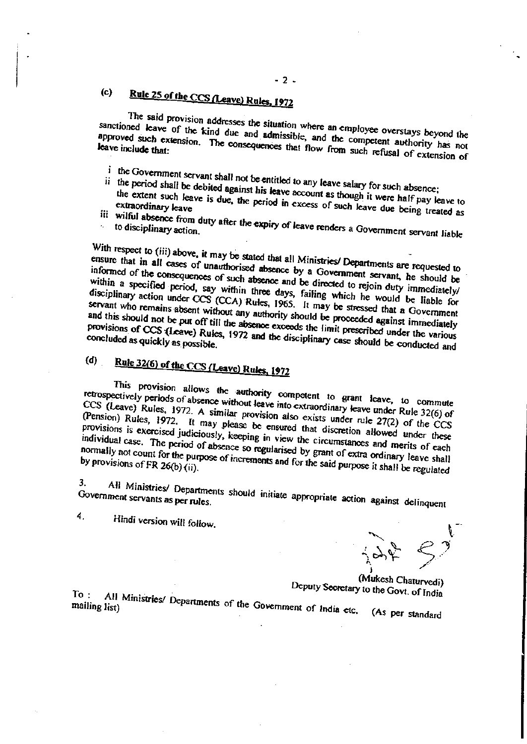## (c) Rule 25 of the CCS (Leave) Rules, 1972

The said provision addresses the situation where an employee overstays beyond the sanctioned leave of the kind due and admissible, and the competent authority has not approved such extension. The consequences that flow from such refusal of extension of leave include that:

- i the Government servant shall not be entitled to any leave salary for such absence;
- ii the period shall be debited against his leave account as though it were half pay leave to the extent such leave is due, the period in excess of such leave due being treated as extraordinary leave
- iii wilful absence from duty after the expiry of leave renders a Government servant liable to disciplinary action.

With respect to (iii) above, it may be stated that all Ministries/ Departments are requested to ensure that in all cases of unauthorised absence by a Government servant, he should be informed of the consequences of such absence and be directed to rejoin duty immediately/ within a specified period, say within three days, failing which he would be liable for disciplinary action under CCS (CCA) Rules, 1965. It may be stressed that a Government servant who remains absent without any authority should be proceeded against immediately and this should not be put off till the absence exceeds the limit prescribed under the various provisions of CCS (Leave) Rules, 1972 and the disciplinary case should be conducted and concluded as quickly as possible.

## (d) Rule 32(6) of the CCS (Leave) Rules, 1972

This provision allows the authority competent to grant leave, to commute retrospectively periods of absence without leave into extraordinary leave under Rule 32(6) of CCS (Leave) Rules, 1972. A similar provision also exists under rule 27(2) of the CCS (Pension) Rules, 1972. It may please be ensured that discretion allowed under these provisions is exercised judiciously, keeping in view the circumstances and merits of each individual case. The period of absence so regularised by grant of extra ordinary leave shall normally not count for the purpose of increments and for the said purpose it shall be regulated by provisions of FR 26(b) (ii).

3. All Ministries/ Departments should initiate appropriate action against delinquent Government servants as per rules.

4. Hindi version will follow.

(Mukesh Chaturvedi)
Deputy Secretary to the Govt. of India

To : All Ministries/ Departments of the Government of India etc. (As per standard mailing list)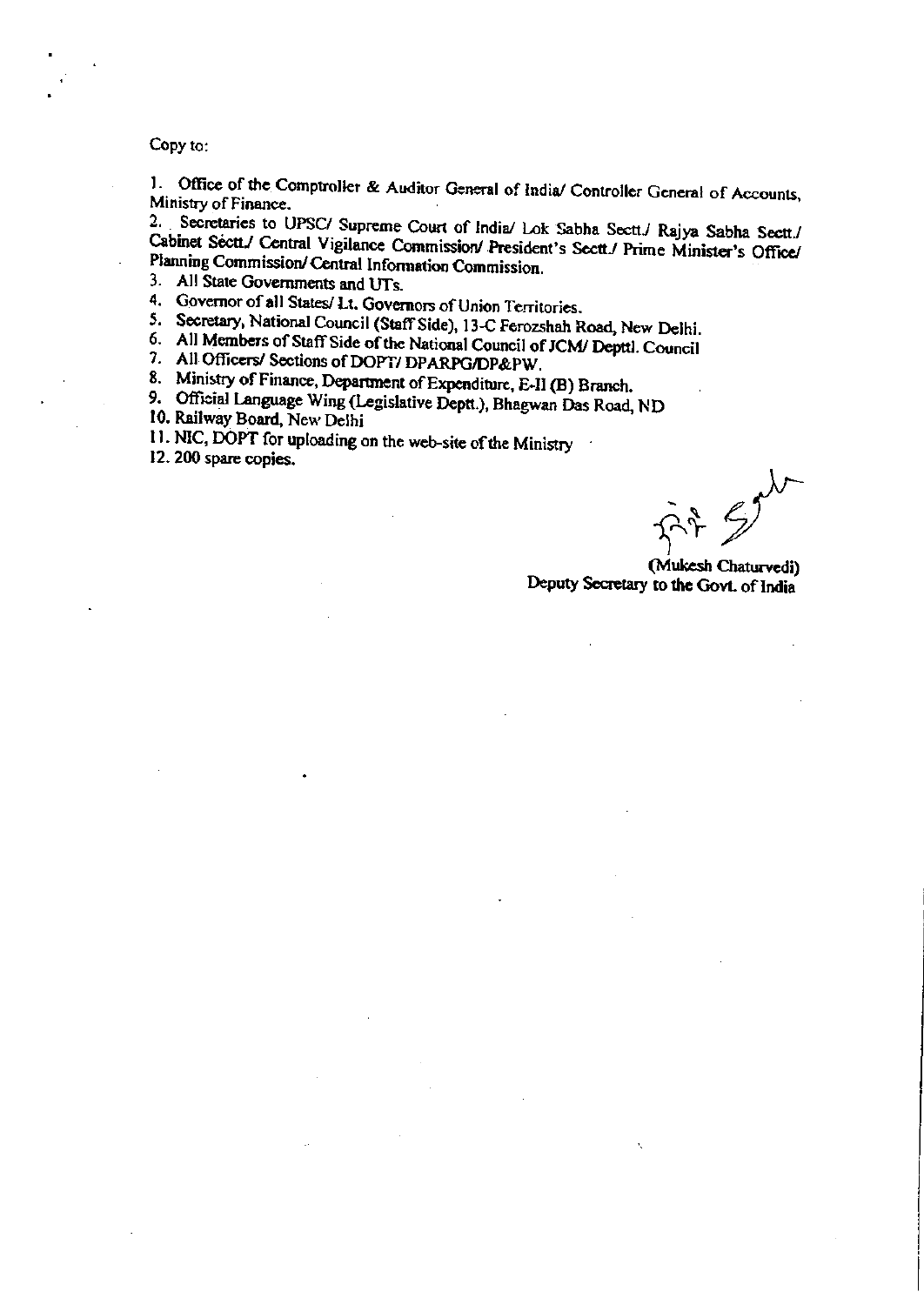Copy to:

1. Office of the Comptroller & Auditor General of India/ Controller General of Accounts, Ministry of Finance.
2. Secretaries to UPSC/ Supreme Court of India/ Lok Sabha Sectt./ Rajya Sabha Sectt./ Cabinet Sectt./ Central Vigilance Commission/ President's Sectt./ Prime Minister's Office/ Planning Commission/ Central Information Commission.
3. All State Governments and UTs.
4. Governor of all States/ Lt. Governors of Union Territories.
5. Secretary, National Council (Staff Side), 13-C Ferozshah Road, New Delhi.
6. All Members of Staff Side of the National Council of JCM/ Deptt. Council
7. All Officers/ Sections of DOPT/ DPARPG/DP&PW.
8. Ministry of Finance, Department of Expenditure, E-II (B) Branch.
9. Official Language Wing (Legislative Deptt.), Bhagwan Das Road, ND
10. Railway Board, New Delhi
11. NIC, DOPT for uploading on the web-site of the Ministry
12. 200 spare copies.

(Mukesh Chaturvedi)
Deputy Secretary to the Govt. of India